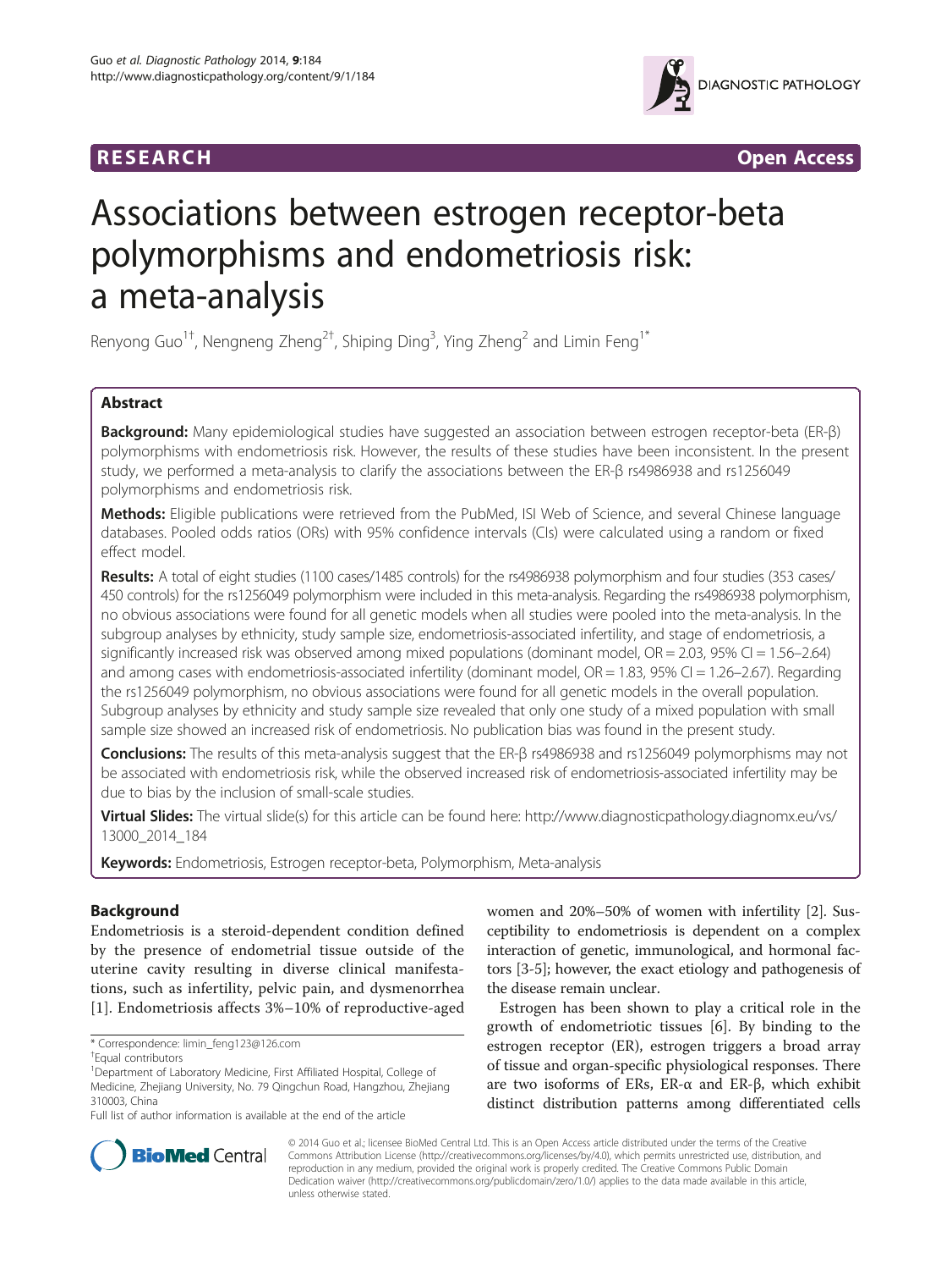RESEARCH Open Access

# Associations between estrogen receptor-beta polymorphisms and endometriosis risk: a meta-analysis

Renyong Guo[1†], Nengneng Zheng[2†], Shiping Ding[3], Ying Zheng[2] and Limin Feng[1*]

## Abstract

**Background:** Many epidemiological studies have suggested an association between estrogen receptor-beta (ER-β) polymorphisms with endometriosis risk. However, the results of these studies have been inconsistent. In the present study, we performed a meta-analysis to clarify the associations between the ER-β rs4986938 and rs1256049 polymorphisms and endometriosis risk.

**Methods:** Eligible publications were retrieved from the PubMed, ISI Web of Science, and several Chinese language databases. Pooled odds ratios (ORs) with 95% confidence intervals (CIs) were calculated using a random or fixed effect model.

**Results:** A total of eight studies (1100 cases/1485 controls) for the rs4986938 polymorphism and four studies (353 cases/450 controls) for the rs1256049 polymorphism were included in this meta-analysis. Regarding the rs4986938 polymorphism, no obvious associations were found for all genetic models when all studies were pooled into the meta-analysis. In the subgroup analyses by ethnicity, study sample size, endometriosis-associated infertility, and stage of endometriosis, a significantly increased risk was observed among mixed populations (dominant model, OR = 2.03, 95% CI = 1.56–2.64) and among cases with endometriosis-associated infertility (dominant model, OR = 1.83, 95% CI = 1.26–2.67). Regarding the rs1256049 polymorphism, no obvious associations were found for all genetic models in the overall population. Subgroup analyses by ethnicity and study sample size revealed that only one study of a mixed population with small sample size showed an increased risk of endometriosis. No publication bias was found in the present study.

**Conclusions:** The results of this meta-analysis suggest that the ER-β rs4986938 and rs1256049 polymorphisms may not be associated with endometriosis risk, while the observed increased risk of endometriosis-associated infertility may be due to bias by the inclusion of small-scale studies.

**Virtual Slides:** The virtual slide(s) for this article can be found here: http://www.diagnosticpathology.diagnomx.eu/vs/13000_2014_184

**Keywords:** Endometriosis, Estrogen receptor-beta, Polymorphism, Meta-analysis

## Background

Endometriosis is a steroid-dependent condition defined by the presence of endometrial tissue outside of the uterine cavity resulting in diverse clinical manifestations, such as infertility, pelvic pain, and dysmenorrhea [1]. Endometriosis affects 3%–10% of reproductive-aged women and 20%–50% of women with infertility [2]. Susceptibility to endometriosis is dependent on a complex interaction of genetic, immunological, and hormonal factors [3-5]; however, the exact etiology and pathogenesis of the disease remain unclear.

Estrogen has been shown to play a critical role in the growth of endometriotic tissues [6]. By binding to the estrogen receptor (ER), estrogen triggers a broad array of tissue and organ-specific physiological responses. There are two isoforms of ERs, ER-α and ER-β, which exhibit distinct distribution patterns among differentiated cells

\* Correspondence: limin_feng123@126.com

†Equal contributors

[1]Department of Laboratory Medicine, First Affiliated Hospital, College of Medicine, Zhejiang University, No. 79 Qingchun Road, Hangzhou, Zhejiang 310003, China

Full list of author information is available at the end of the article

© 2014 Guo et al.; licensee BioMed Central Ltd. This is an Open Access article distributed under the terms of the Creative Commons Attribution License (http://creativecommons.org/licenses/by/4.0), which permits unrestricted use, distribution, and reproduction in any medium, provided the original work is properly credited. The Creative Commons Public Domain Dedication waiver (http://creativecommons.org/publicdomain/zero/1.0/) applies to the data made available in this article, unless otherwise stated.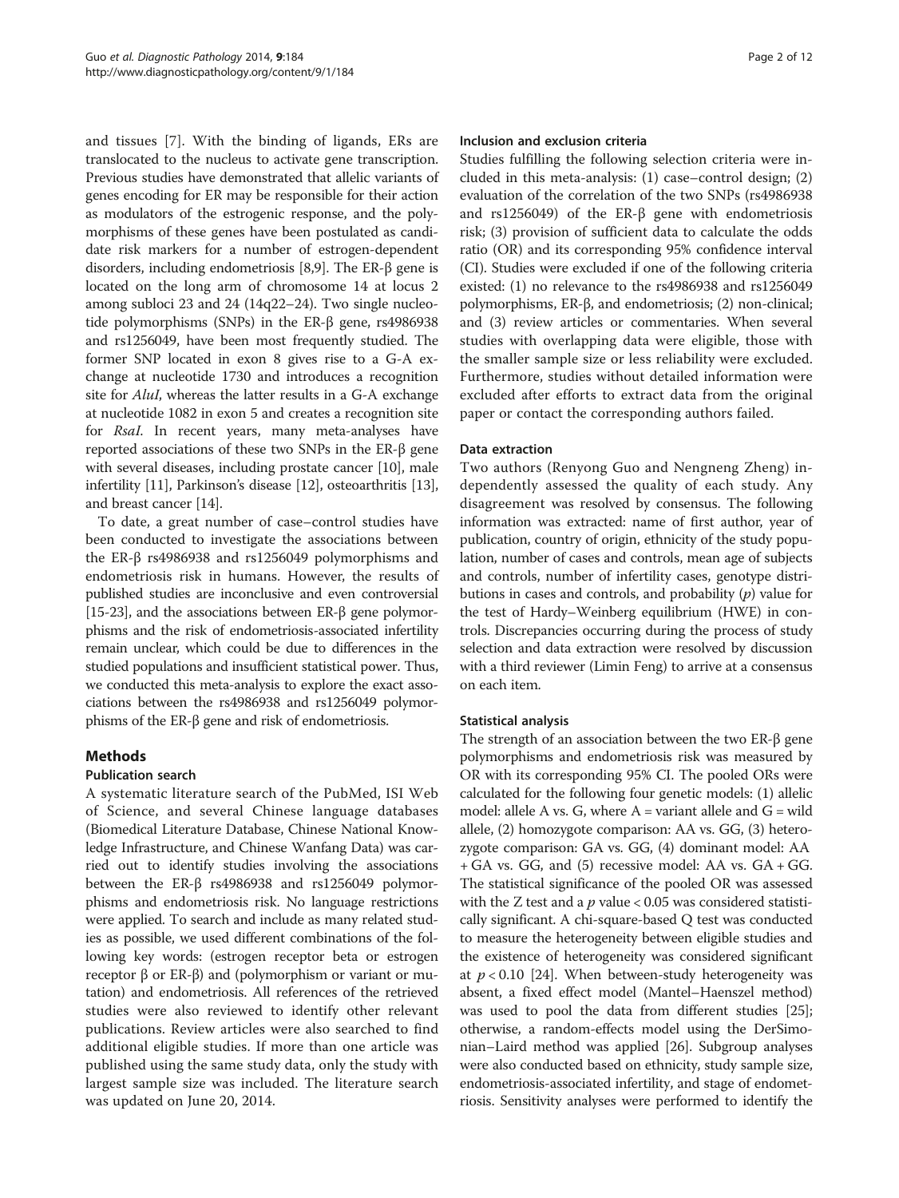and tissues [7]. With the binding of ligands, ERs are translocated to the nucleus to activate gene transcription. Previous studies have demonstrated that allelic variants of genes encoding for ER may be responsible for their action as modulators of the estrogenic response, and the polymorphisms of these genes have been postulated as candidate risk markers for a number of estrogen-dependent disorders, including endometriosis [8,9]. The ER-β gene is located on the long arm of chromosome 14 at locus 2 among subloci 23 and 24 (14q22–24). Two single nucleotide polymorphisms (SNPs) in the ER-β gene, rs4986938 and rs1256049, have been most frequently studied. The former SNP located in exon 8 gives rise to a G-A exchange at nucleotide 1730 and introduces a recognition site for *AluI*, whereas the latter results in a G-A exchange at nucleotide 1082 in exon 5 and creates a recognition site for *RsaI*. In recent years, many meta-analyses have reported associations of these two SNPs in the ER-β gene with several diseases, including prostate cancer [10], male infertility [11], Parkinson's disease [12], osteoarthritis [13], and breast cancer [14].

To date, a great number of case–control studies have been conducted to investigate the associations between the ER-β rs4986938 and rs1256049 polymorphisms and endometriosis risk in humans. However, the results of published studies are inconclusive and even controversial [15-23], and the associations between ER-β gene polymorphisms and the risk of endometriosis-associated infertility remain unclear, which could be due to differences in the studied populations and insufficient statistical power. Thus, we conducted this meta-analysis to explore the exact associations between the rs4986938 and rs1256049 polymorphisms of the ER-β gene and risk of endometriosis.

## Methods

### Publication search

A systematic literature search of the PubMed, ISI Web of Science, and several Chinese language databases (Biomedical Literature Database, Chinese National Knowledge Infrastructure, and Chinese Wanfang Data) was carried out to identify studies involving the associations between the ER-β rs4986938 and rs1256049 polymorphisms and endometriosis risk. No language restrictions were applied. To search and include as many related studies as possible, we used different combinations of the following key words: (estrogen receptor beta or estrogen receptor β or ER-β) and (polymorphism or variant or mutation) and endometriosis. All references of the retrieved studies were also reviewed to identify other relevant publications. Review articles were also searched to find additional eligible studies. If more than one article was published using the same study data, only the study with largest sample size was included. The literature search was updated on June 20, 2014.

### Inclusion and exclusion criteria

Studies fulfilling the following selection criteria were included in this meta-analysis: (1) case–control design; (2) evaluation of the correlation of the two SNPs (rs4986938 and rs1256049) of the ER-β gene with endometriosis risk; (3) provision of sufficient data to calculate the odds ratio (OR) and its corresponding 95% confidence interval (CI). Studies were excluded if one of the following criteria existed: (1) no relevance to the rs4986938 and rs1256049 polymorphisms, ER-β, and endometriosis; (2) non-clinical; and (3) review articles or commentaries. When several studies with overlapping data were eligible, those with the smaller sample size or less reliability were excluded. Furthermore, studies without detailed information were excluded after efforts to extract data from the original paper or contact the corresponding authors failed.

### Data extraction

Two authors (Renyong Guo and Nengneng Zheng) independently assessed the quality of each study. Any disagreement was resolved by consensus. The following information was extracted: name of first author, year of publication, country of origin, ethnicity of the study population, number of cases and controls, mean age of subjects and controls, number of infertility cases, genotype distributions in cases and controls, and probability ($p$) value for the test of Hardy–Weinberg equilibrium (HWE) in controls. Discrepancies occurring during the process of study selection and data extraction were resolved by discussion with a third reviewer (Limin Feng) to arrive at a consensus on each item.

### Statistical analysis

The strength of an association between the two ER-β gene polymorphisms and endometriosis risk was measured by OR with its corresponding 95% CI. The pooled ORs were calculated for the following four genetic models: (1) allelic model: allele A vs. G, where A = variant allele and G = wild allele, (2) homozygote comparison: AA vs. GG, (3) heterozygote comparison: GA vs. GG, (4) dominant model: AA + GA vs. GG, and (5) recessive model: AA vs. GA + GG. The statistical significance of the pooled OR was assessed with the Z test and a $p$ value < 0.05 was considered statistically significant. A chi-square-based Q test was conducted to measure the heterogeneity between eligible studies and the existence of heterogeneity was considered significant at $p < 0.10$ [24]. When between-study heterogeneity was absent, a fixed effect model (Mantel–Haenszel method) was used to pool the data from different studies [25]; otherwise, a random-effects model using the DerSimonian–Laird method was applied [26]. Subgroup analyses were also conducted based on ethnicity, study sample size, endometriosis-associated infertility, and stage of endometriosis. Sensitivity analyses were performed to identify the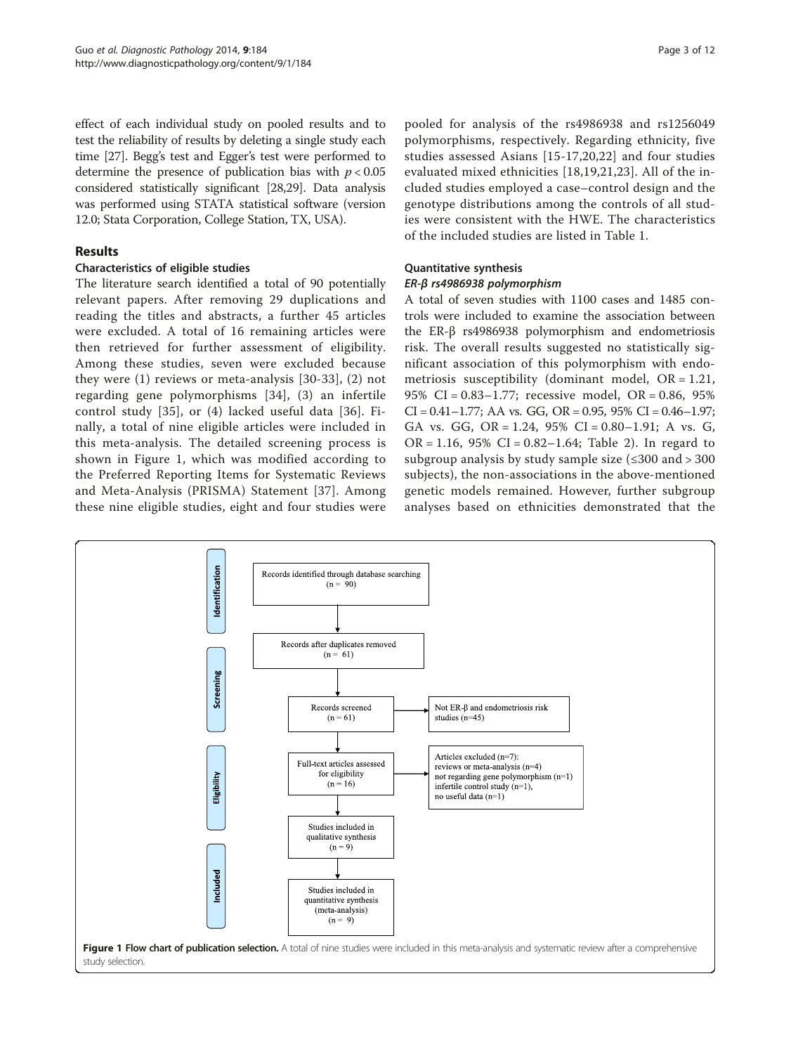effect of each individual study on pooled results and to test the reliability of results by deleting a single study each time [27]. Begg's test and Egger's test were performed to determine the presence of publication bias with $p < 0.05$ considered statistically significant [28,29]. Data analysis was performed using STATA statistical software (version 12.0; Stata Corporation, College Station, TX, USA).

## Results

### Characteristics of eligible studies

The literature search identified a total of 90 potentially relevant papers. After removing 29 duplications and reading the titles and abstracts, a further 45 articles were excluded. A total of 16 remaining articles were then retrieved for further assessment of eligibility. Among these studies, seven were excluded because they were (1) reviews or meta-analysis [30-33], (2) not regarding gene polymorphisms [34], (3) an infertile control study [35], or (4) lacked useful data [36]. Finally, a total of nine eligible articles were included in this meta-analysis. The detailed screening process is shown in Figure 1, which was modified according to the Preferred Reporting Items for Systematic Reviews and Meta-Analysis (PRISMA) Statement [37]. Among these nine eligible studies, eight and four studies were pooled for analysis of the rs4986938 and rs1256049 polymorphisms, respectively. Regarding ethnicity, five studies assessed Asians [15-17,20,22] and four studies evaluated mixed ethnicities [18,19,21,23]. All of the included studies employed a case–control design and the genotype distributions among the controls of all studies were consistent with the HWE. The characteristics of the included studies are listed in Table 1.

### Quantitative synthesis

#### *ER-β rs4986938 polymorphism*

A total of seven studies with 1100 cases and 1485 controls were included to examine the association between the ER-β rs4986938 polymorphism and endometriosis risk. The overall results suggested no statistically significant association of this polymorphism with endometriosis susceptibility (dominant model, OR = 1.21, 95% CI = 0.83–1.77; recessive model, OR = 0.86, 95% CI = 0.41–1.77; AA vs. GG, OR = 0.95, 95% CI = 0.46–1.97; GA vs. GG, OR = 1.24, 95% CI = 0.80–1.91; A vs. G, OR = 1.16, 95% CI = 0.82–1.64; Table 2). In regard to subgroup analysis by study sample size (≤300 and > 300 subjects), the non-associations in the above-mentioned genetic models remained. However, further subgroup analyses based on ethnicities demonstrated that the

Identification: Records identified through database searching (n = 90) → Records after duplicates removed (n = 61)

Screening: Records screened (n = 61) → Not ER-β and endometriosis risk studies (n=45)

Eligibility: Full-text articles assessed for eligibility (n = 16) → Articles excluded (n=7): reviews or meta-analysis (n=4); not regarding gene polymorphism (n=1); infertile control study (n=1), no useful data (n=1)

Included: Studies included in qualitative synthesis (n = 9) → Studies included in quantitative synthesis (meta-analysis) (n = 9)

**Figure 1 Flow chart of publication selection.** A total of nine studies were included in this meta-analysis and systematic review after a comprehensive study selection.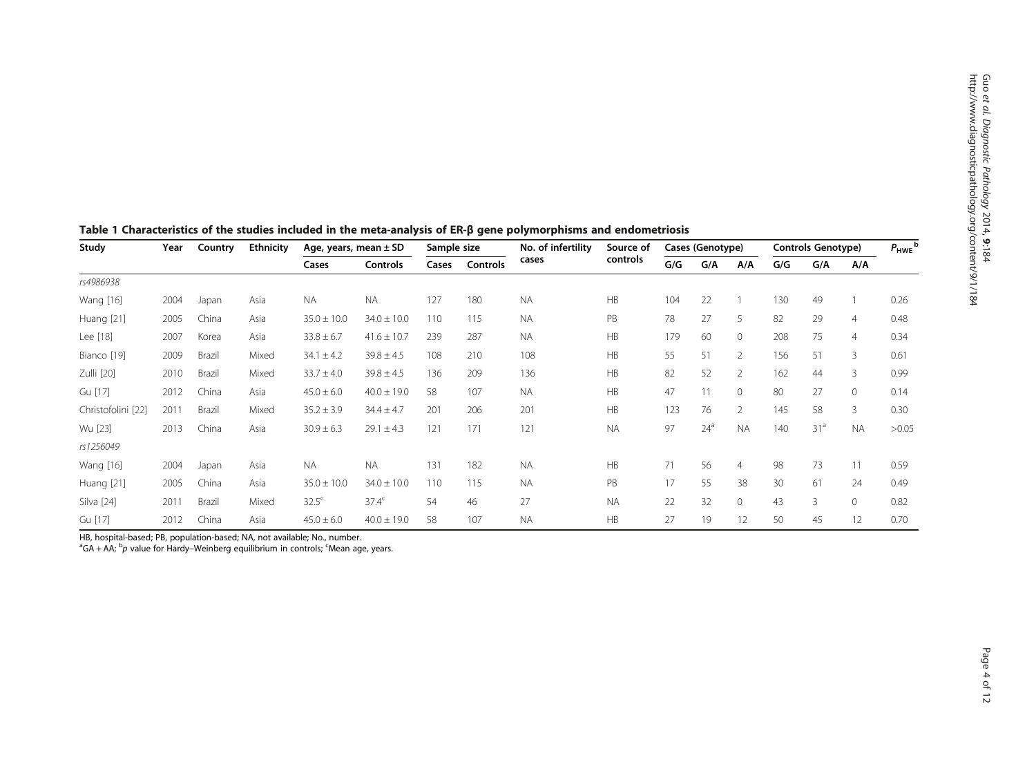**Table 1 Characteristics of the studies included in the meta-analysis of ER-β gene polymorphisms and endometriosis**

| Study | Year | Country | Ethnicity | Age, years, mean ± SD | | Sample size | | No. of infertility cases | Source of controls | Cases (Genotype) | | | Controls Genotype) | | | $P_{HWE}$ [b] |
|---|---|---|---|---|---|---|---|---|---|---|---|---|---|---|---|---|
| | | | | Cases | Controls | Cases | Controls | | | G/G | G/A | A/A | G/G | G/A | A/A | |
| *rs4986938* | | | | | | | | | | | | | | | | |
| Wang [16] | 2004 | Japan | Asia | NA | NA | 127 | 180 | NA | HB | 104 | 22 | 1 | 130 | 49 | 1 | 0.26 |
| Huang [21] | 2005 | China | Asia | 35.0 ± 10.0 | 34.0 ± 10.0 | 110 | 115 | NA | PB | 78 | 27 | 5 | 82 | 29 | 4 | 0.48 |
| Lee [18] | 2007 | Korea | Asia | 33.8 ± 6.7 | 41.6 ± 10.7 | 239 | 287 | NA | HB | 179 | 60 | 0 | 208 | 75 | 4 | 0.34 |
| Bianco [19] | 2009 | Brazil | Mixed | 34.1 ± 4.2 | 39.8 ± 4.5 | 108 | 210 | 108 | HB | 55 | 51 | 2 | 156 | 51 | 3 | 0.61 |
| Zulli [20] | 2010 | Brazil | Mixed | 33.7 ± 4.0 | 39.8 ± 4.5 | 136 | 209 | 136 | HB | 82 | 52 | 2 | 162 | 44 | 3 | 0.99 |
| Gu [17] | 2012 | China | Asia | 45.0 ± 6.0 | 40.0 ± 19.0 | 58 | 107 | NA | HB | 47 | 11 | 0 | 80 | 27 | 0 | 0.14 |
| Christofolini [22] | 2011 | Brazil | Mixed | 35.2 ± 3.9 | 34.4 ± 4.7 | 201 | 206 | 201 | HB | 123 | 76 | 2 | 145 | 58 | 3 | 0.30 |
| Wu [23] | 2013 | China | Asia | 30.9 ± 6.3 | 29.1 ± 4.3 | 121 | 171 | 121 | NA | 97 | 24[a] | NA | 140 | 31[a] | NA | >0.05 |
| *rs1256049* | | | | | | | | | | | | | | | | |
| Wang [16] | 2004 | Japan | Asia | NA | NA | 131 | 182 | NA | HB | 71 | 56 | 4 | 98 | 73 | 11 | 0.59 |
| Huang [21] | 2005 | China | Asia | 35.0 ± 10.0 | 34.0 ± 10.0 | 110 | 115 | NA | PB | 17 | 55 | 38 | 30 | 61 | 24 | 0.49 |
| Silva [24] | 2011 | Brazil | Mixed | 32.5[c] | 37.4[c] | 54 | 46 | 27 | NA | 22 | 32 | 0 | 43 | 3 | 0 | 0.82 |
| Gu [17] | 2012 | China | Asia | 45.0 ± 6.0 | 40.0 ± 19.0 | 58 | 107 | NA | HB | 27 | 19 | 12 | 50 | 45 | 12 | 0.70 |

HB, hospital-based; PB, population-based; NA, not available; No., number.
[a]GA + AA; [b]*p* value for Hardy–Weinberg equilibrium in controls; [c]Mean age, years.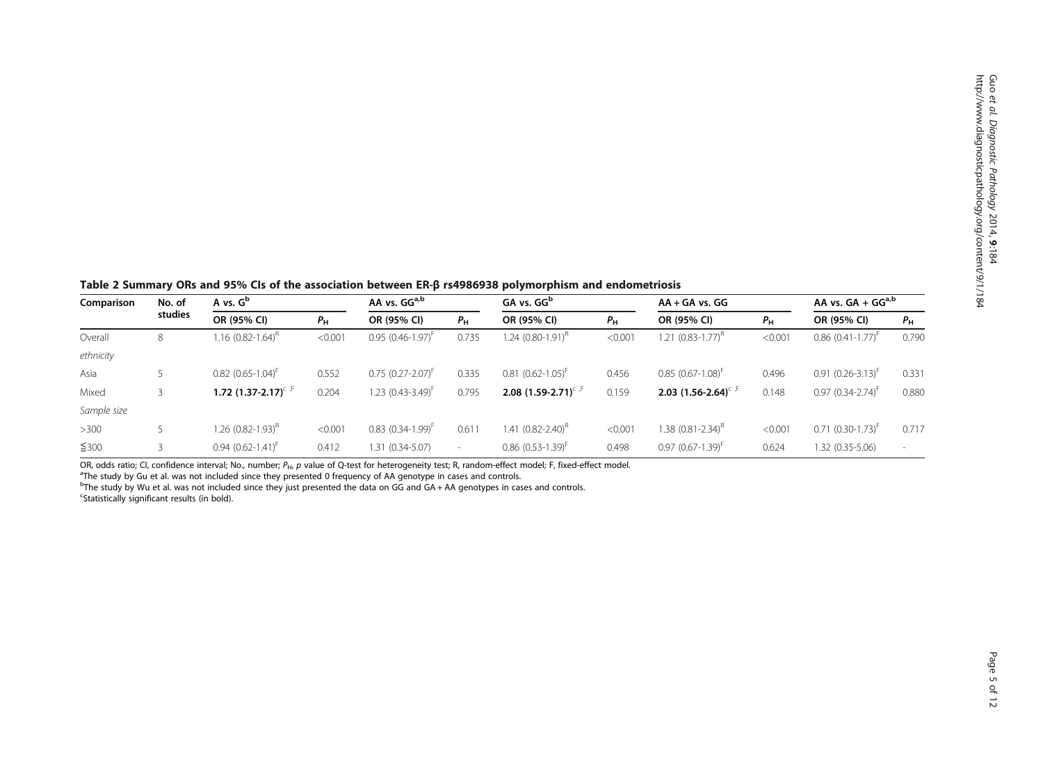**Table 2 Summary ORs and 95% CIs of the association between ER-β rs4986938 polymorphism and endometriosis**

| Comparison | No. of studies | A vs. G[b] | | AA vs. GG[a,b] | | GA vs. GG[b] | | AA + GA vs. GG | | AA vs. GA + GG[a,b] | |
|---|---|---|---|---|---|---|---|---|---|---|---|
| | | OR (95% CI) | $P_H$ | OR (95% CI) | $P_H$ | OR (95% CI) | $P_H$ | OR (95% CI) | $P_H$ | OR (95% CI) | $P_H$ |
| Overall | 8 | 1.16 (0.82-1.64)[R] | <0.001 | 0.95 (0.46-1.97)[F] | 0.735 | 1.24 (0.80-1.91)[R] | <0.001 | 1.21 (0.83-1.77)[R] | <0.001 | 0.86 (0.41-1.77)[F] | 0.790 |
| *ethnicity* | | | | | | | | | | | |
| Asia | 5 | 0.82 (0.65-1.04)[F] | 0.552 | 0.75 (0.27-2.07)[F] | 0.335 | 0.81 (0.62-1.05)[F] | 0.456 | 0.85 (0.67-1.08)[F] | 0.496 | 0.91 (0.26-3.13)[F] | 0.331 |
| Mixed | 3 | **1.72 (1.37-2.17)**[c ,F] | 0.204 | 1.23 (0.43-3.49)[F] | 0.795 | **2.08 (1.59-2.71)**[c ,F] | 0.159 | **2.03 (1.56-2.64)**[c ,F] | 0.148 | 0.97 (0.34-2.74)[F] | 0.880 |
| *Sample size* | | | | | | | | | | | |
| >300 | 5 | 1.26 (0.82-1.93)[R] | <0.001 | 0.83 (0.34-1.99)[F] | 0.611 | 1.41 (0.82-2.40)[R] | <0.001 | 1.38 (0.81-2.34)[R] | <0.001 | 0.71 (0.30-1.73)[F] | 0.717 |
| ≦300 | 3 | 0.94 (0.62-1.41)[F] | 0.412 | 1.31 (0.34-5.07) | - | 0.86 (0.53-1.39)[F] | 0.498 | 0.97 (0.67-1.39)[F] | 0.624 | 1.32 (0.35-5.06) | - |

OR, odds ratio; CI, confidence interval; No., number; $P_H$, *p* value of Q-test for heterogeneity test; R, random-effect model; F, fixed-effect model.
[a]The study by Gu et al. was not included since they presented 0 frequency of AA genotype in cases and controls.
[b]The study by Wu et al. was not included since they just presented the data on GG and GA + AA genotypes in cases and controls.
[c]Statistically significant results (in bold).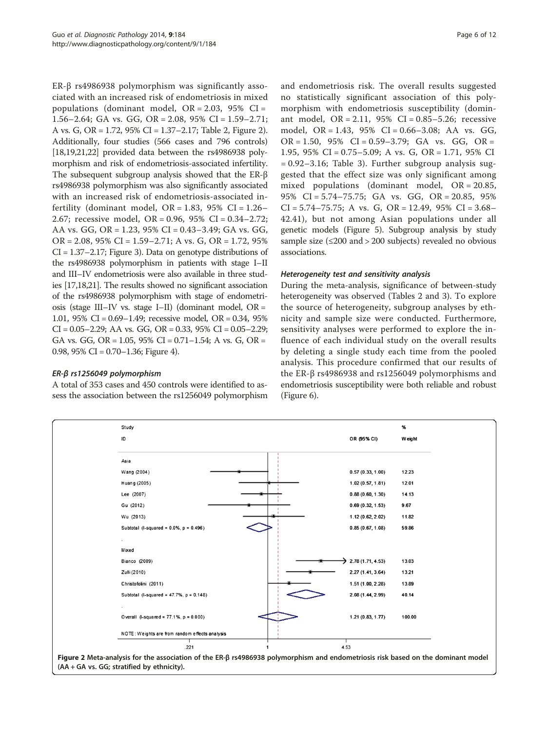ER-β rs4986938 polymorphism was significantly associated with an increased risk of endometriosis in mixed populations (dominant model, OR = 2.03, 95% CI = 1.56–2.64; GA vs. GG, OR = 2.08, 95% CI = 1.59–2.71; A vs. G, OR = 1.72, 95% CI = 1.37–2.17; Table 2, Figure 2). Additionally, four studies (566 cases and 796 controls) [18,19,21,22] provided data between the rs4986938 polymorphism and risk of endometriosis-associated infertility. The subsequent subgroup analysis showed that the ER-β rs4986938 polymorphism was also significantly associated with an increased risk of endometriosis-associated infertility (dominant model, OR = 1.83, 95% CI = 1.26–2.67; recessive model, OR = 0.96, 95% CI = 0.34–2.72; AA vs. GG, OR = 1.23, 95% CI = 0.43–3.49; GA vs. GG, OR = 2.08, 95% CI = 1.59–2.71; A vs. G, OR = 1.72, 95% CI = 1.37–2.17; Figure 3). Data on genotype distributions of the rs4986938 polymorphism in patients with stage I–II and III–IV endometriosis were also available in three studies [17,18,21]. The results showed no significant association of the rs4986938 polymorphism with stage of endometriosis (stage III–IV vs. stage I–II) (dominant model, OR = 1.01, 95% CI = 0.69–1.49; recessive model, OR = 0.34, 95% CI = 0.05–2.29; AA vs. GG, OR = 0.33, 95% CI = 0.05–2.29; GA vs. GG, OR = 1.05, 95% CI = 0.71–1.54; A vs. G, OR = 0.98, 95% CI = 0.70–1.36; Figure 4).

### *ER-β rs1256049 polymorphism*

A total of 353 cases and 450 controls were identified to assess the association between the rs1256049 polymorphism and endometriosis risk. The overall results suggested no statistically significant association of this polymorphism with endometriosis susceptibility (dominant model, OR = 2.11, 95% CI = 0.85–5.26; recessive model, OR = 1.43, 95% CI = 0.66–3.08; AA vs. GG, OR = 1.50, 95% CI = 0.59–3.79; GA vs. GG, OR = 1.95, 95% CI = 0.75–5.09; A vs. G, OR = 1.71, 95% CI = 0.92–3.16; Table 3). Further subgroup analysis suggested that the effect size was only significant among mixed populations (dominant model, OR = 20.85, 95% CI = 5.74–75.75; GA vs. GG, OR = 20.85, 95% CI = 5.74–75.75; A vs. G, OR = 12.49, 95% CI = 3.68–42.41), but not among Asian populations under all genetic models (Figure 5). Subgroup analysis by study sample size (≤200 and > 200 subjects) revealed no obvious associations.

### *Heterogeneity test and sensitivity analysis*

During the meta-analysis, significance of between-study heterogeneity was observed (Tables 2 and 3). To explore the source of heterogeneity, subgroup analyses by ethnicity and sample size were conducted. Furthermore, sensitivity analyses were performed to explore the influence of each individual study on the overall results by deleting a single study each time from the pooled analysis. This procedure confirmed that our results of the ER-β rs4986938 and rs1256049 polymorphisms and endometriosis susceptibility were both reliable and robust (Figure 6).

**Figure 2 Meta-analysis for the association of the ER-β rs4986938 polymorphism and endometriosis risk based on the dominant model (AA + GA vs. GG; stratified by ethnicity).**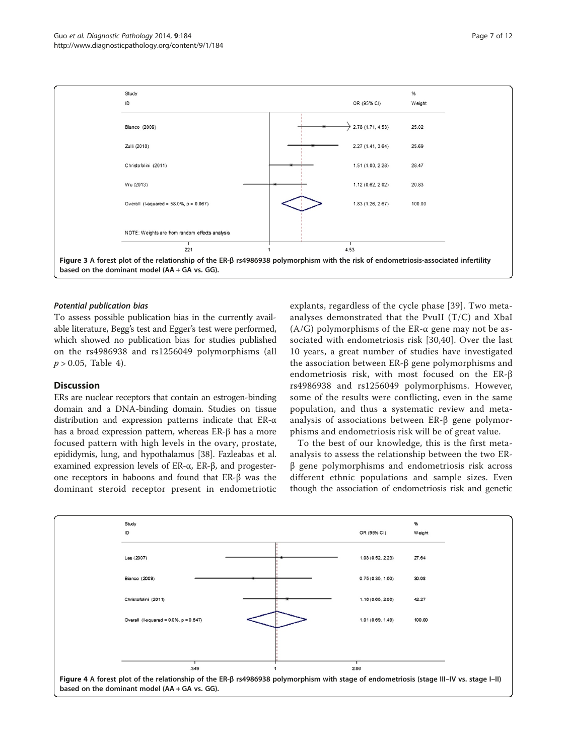| Study ID | OR (95% CI) | % Weight |
|---|---|---|
| Bianco (2009) | 2.78 (1.71, 4.53) | 25.02 |
| Zulli (2010) | 2.27 (1.41, 3.64) | 25.69 |
| Christofolini (2011) | 1.51 (1.00, 2.28) | 28.47 |
| Wu (2013) | 1.12 (0.62, 2.02) | 20.83 |
| Overall (I-squared = 58.0%, p = 0.067) | 1.83 (1.26, 2.67) | 100.00 |

NOTE: Weights are from random effects analysis

.221 1 4.53

**Figure 3 A forest plot of the relationship of the ER-β rs4986938 polymorphism with the risk of endometriosis-associated infertility based on the dominant model (AA + GA vs. GG).**

#### *Potential publication bias*

To assess possible publication bias in the currently available literature, Begg's test and Egger's test were performed, which showed no publication bias for studies published on the rs4986938 and rs1256049 polymorphisms (all $p > 0.05$, Table 4).

## Discussion

ERs are nuclear receptors that contain an estrogen-binding domain and a DNA-binding domain. Studies on tissue distribution and expression patterns indicate that ER-α has a broad expression pattern, whereas ER-β has a more focused pattern with high levels in the ovary, prostate, epididymis, lung, and hypothalamus [38]. Fazleabas et al. examined expression levels of ER-α, ER-β, and progesterone receptors in baboons and found that ER-β was the dominant steroid receptor present in endometriotic explants, regardless of the cycle phase [39]. Two meta-analyses demonstrated that the PvuII (T/C) and XbaI (A/G) polymorphisms of the ER-α gene may not be associated with endometriosis risk [30,40]. Over the last 10 years, a great number of studies have investigated the association between ER-β gene polymorphisms and endometriosis risk, with most focused on the ER-β rs4986938 and rs1256049 polymorphisms. However, some of the results were conflicting, even in the same population, and thus a systematic review and meta-analysis of associations between ER-β gene polymorphisms and endometriosis risk will be of great value.

To the best of our knowledge, this is the first meta-analysis to assess the relationship between the two ER-β gene polymorphisms and endometriosis risk across different ethnic populations and sample sizes. Even though the association of endometriosis risk and genetic

| Study ID | OR (95% CI) | % Weight |
|---|---|---|
| Lee (2007) | 1.08 (0.52, 2.23) | 27.64 |
| Bianco (2009) | 0.75 (0.35, 1.60) | 30.08 |
| Christofolini (2011) | 1.16 (0.65, 2.06) | 42.27 |
| Overall (I-squared = 0.0%, p = 0.647) | 1.01 (0.69, 1.49) | 100.00 |

.349 1 2.86

**Figure 4 A forest plot of the relationship of the ER-β rs4986938 polymorphism with stage of endometriosis (stage III–IV vs. stage I–II) based on the dominant model (AA + GA vs. GG).**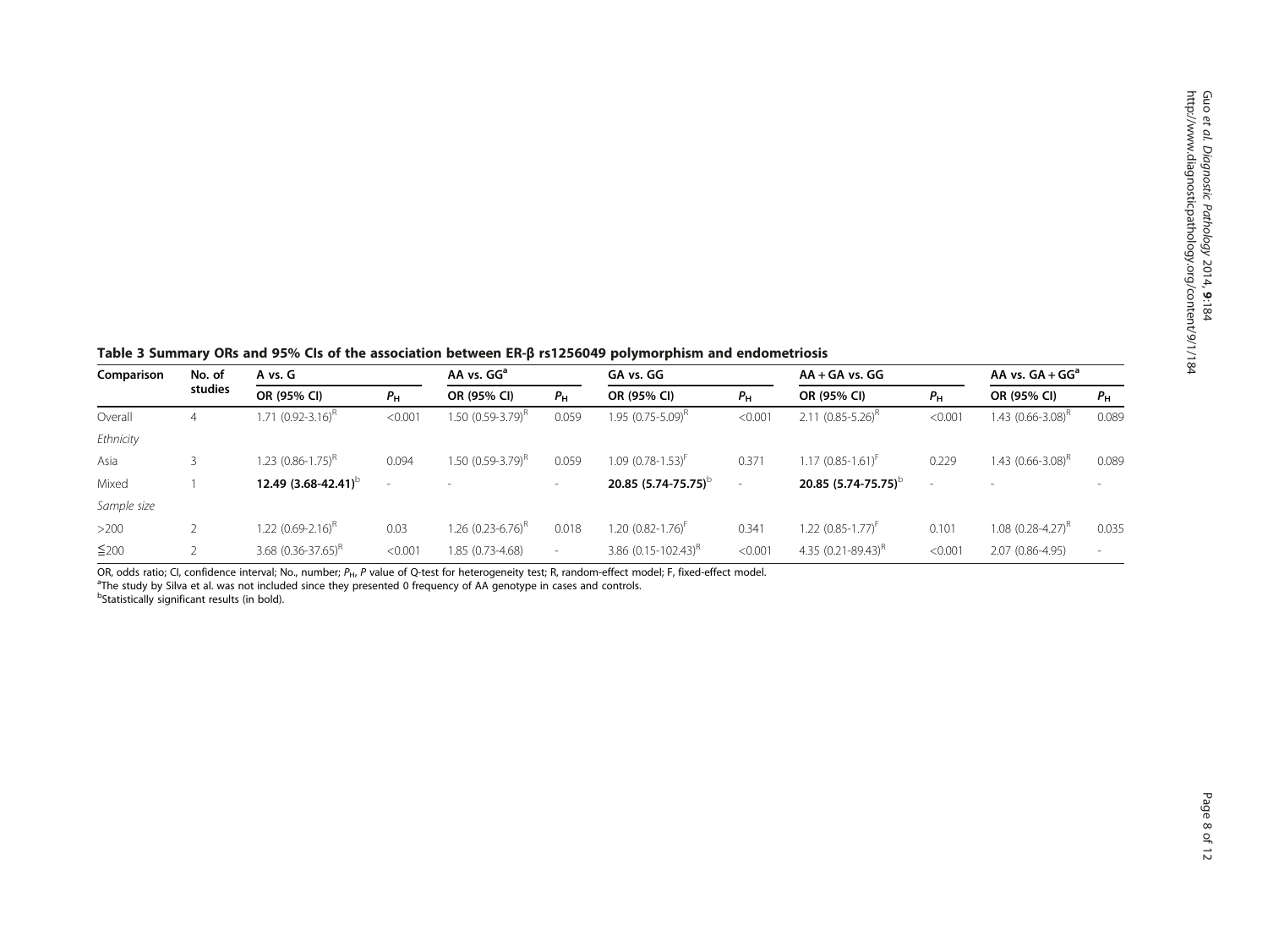**Table 3 Summary ORs and 95% CIs of the association between ER-β rs1256049 polymorphism and endometriosis**

| Comparison | No. of studies | A vs. G | | AA vs. GG[a] | | GA vs. GG | | AA + GA vs. GG | | AA vs. GA + GG[a] | |
|---|---|---|---|---|---|---|---|---|---|---|---|
| | | OR (95% CI) | $P_H$ | OR (95% CI) | $P_H$ | OR (95% CI) | $P_H$ | OR (95% CI) | $P_H$ | OR (95% CI) | $P_H$ |
| Overall | 4 | 1.71 (0.92-3.16)[R] | <0.001 | 1.50 (0.59-3.79)[R] | 0.059 | 1.95 (0.75-5.09)[R] | <0.001 | 2.11 (0.85-5.26)[R] | <0.001 | 1.43 (0.66-3.08)[R] | 0.089 |
| *Ethnicity* | | | | | | | | | | | |
| Asia | 3 | 1.23 (0.86-1.75)[R] | 0.094 | 1.50 (0.59-3.79)[R] | 0.059 | 1.09 (0.78-1.53)[F] | 0.371 | 1.17 (0.85-1.61)[F] | 0.229 | 1.43 (0.66-3.08)[R] | 0.089 |
| Mixed | 1 | **12.49 (3.68-42.41)**[b] | - | - | - | **20.85 (5.74-75.75)**[b] | - | **20.85 (5.74-75.75)**[b] | - | - | - |
| *Sample size* | | | | | | | | | | | |
| >200 | 2 | 1.22 (0.69-2.16)[R] | 0.03 | 1.26 (0.23-6.76)[R] | 0.018 | 1.20 (0.82-1.76)[F] | 0.341 | 1.22 (0.85-1.77)[F] | 0.101 | 1.08 (0.28-4.27)[R] | 0.035 |
| ≦200 | 2 | 3.68 (0.36-37.65)[R] | <0.001 | 1.85 (0.73-4.68) | - | 3.86 (0.15-102.43)[R] | <0.001 | 4.35 (0.21-89.43)[R] | <0.001 | 2.07 (0.86-4.95) | - |

OR, odds ratio; CI, confidence interval; No., number; $P_H$, *P* value of Q-test for heterogeneity test; R, random-effect model; F, fixed-effect model.
[a]The study by Silva et al. was not included since they presented 0 frequency of AA genotype in cases and controls.
[b]Statistically significant results (in bold).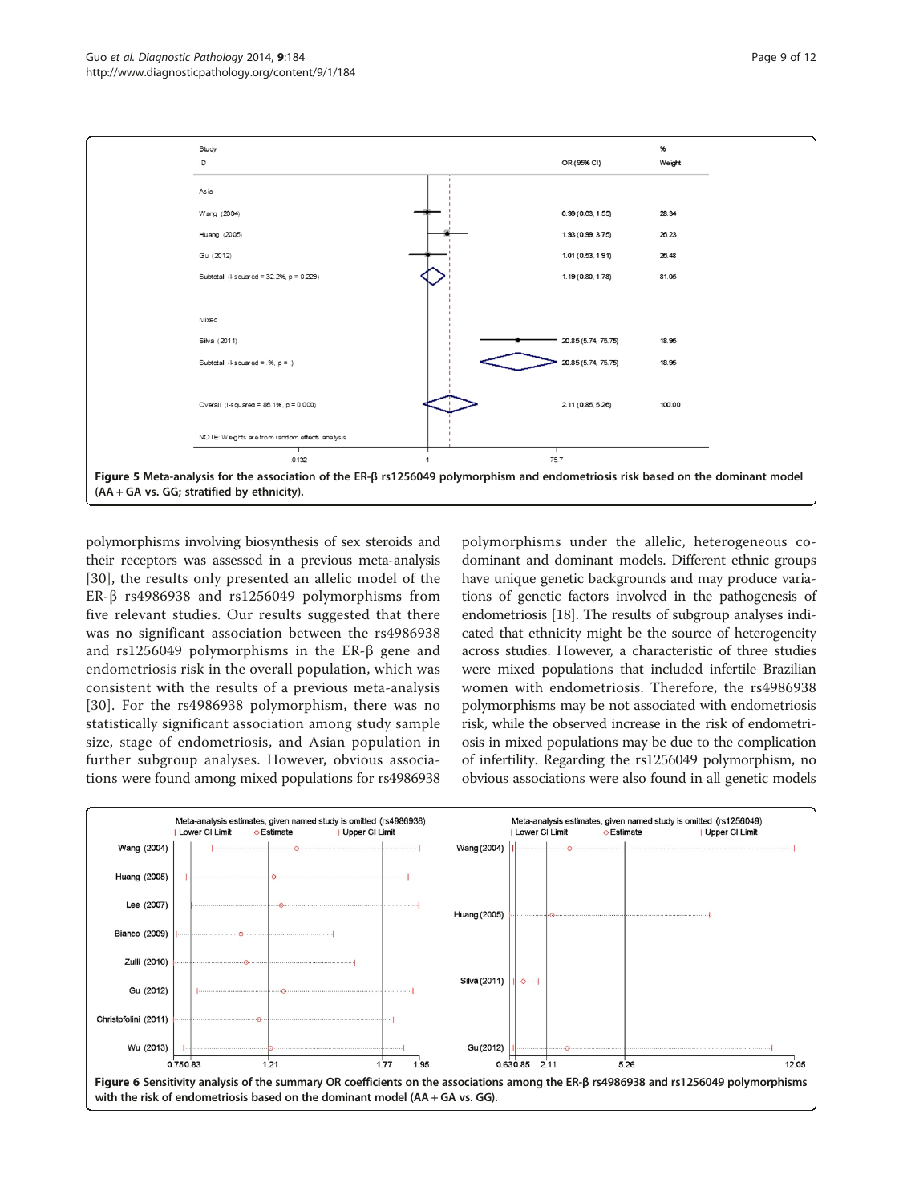Figure 5 Meta-analysis for the association of the ER-β rs1256049 polymorphism and endometriosis risk based on the dominant model (AA + GA vs. GG; stratified by ethnicity).

polymorphisms involving biosynthesis of sex steroids and their receptors was assessed in a previous meta-analysis [30], the results only presented an allelic model of the ER-β rs4986938 and rs1256049 polymorphisms from five relevant studies. Our results suggested that there was no significant association between the rs4986938 and rs1256049 polymorphisms in the ER-β gene and endometriosis risk in the overall population, which was consistent with the results of a previous meta-analysis [30]. For the rs4986938 polymorphism, there was no statistically significant association among study sample size, stage of endometriosis, and Asian population in further subgroup analyses. However, obvious associations were found among mixed populations for rs4986938 polymorphisms under the allelic, heterogeneous co-dominant and dominant models. Different ethnic groups have unique genetic backgrounds and may produce variations of genetic factors involved in the pathogenesis of endometriosis [18]. The results of subgroup analyses indicated that ethnicity might be the source of heterogeneity across studies. However, a characteristic of three studies were mixed populations that included infertile Brazilian women with endometriosis. Therefore, the rs4986938 polymorphisms may be not associated with endometriosis risk, while the observed increase in the risk of endometriosis in mixed populations may be due to the complication of infertility. Regarding the rs1256049 polymorphism, no obvious associations were also found in all genetic models

Figure 6 Sensitivity analysis of the summary OR coefficients on the associations among the ER-β rs4986938 and rs1256049 polymorphisms with the risk of endometriosis based on the dominant model (AA + GA vs. GG).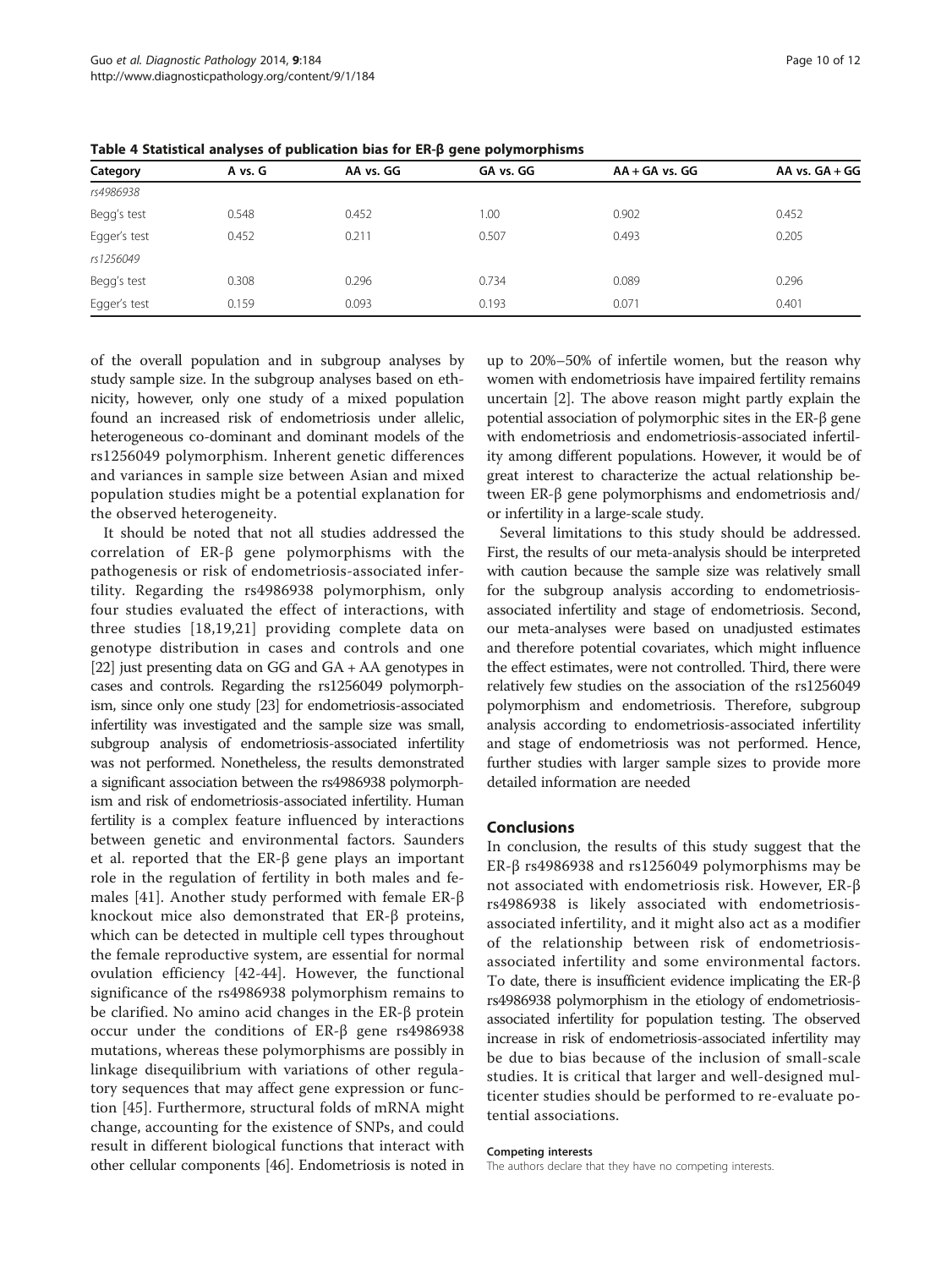**Table 4 Statistical analyses of publication bias for ER-β gene polymorphisms**

| Category | A vs. G | AA vs. GG | GA vs. GG | AA + GA vs. GG | AA vs. GA + GG |
|---|---|---|---|---|---|
| *rs4986938* | | | | | |
| Begg's test | 0.548 | 0.452 | 1.00 | 0.902 | 0.452 |
| Egger's test | 0.452 | 0.211 | 0.507 | 0.493 | 0.205 |
| *rs1256049* | | | | | |
| Begg's test | 0.308 | 0.296 | 0.734 | 0.089 | 0.296 |
| Egger's test | 0.159 | 0.093 | 0.193 | 0.071 | 0.401 |

of the overall population and in subgroup analyses by study sample size. In the subgroup analyses based on ethnicity, however, only one study of a mixed population found an increased risk of endometriosis under allelic, heterogeneous co-dominant and dominant models of the rs1256049 polymorphism. Inherent genetic differences and variances in sample size between Asian and mixed population studies might be a potential explanation for the observed heterogeneity.

It should be noted that not all studies addressed the correlation of ER-β gene polymorphisms with the pathogenesis or risk of endometriosis-associated infertility. Regarding the rs4986938 polymorphism, only four studies evaluated the effect of interactions, with three studies [18,19,21] providing complete data on genotype distribution in cases and controls and one [22] just presenting data on GG and GA + AA genotypes in cases and controls. Regarding the rs1256049 polymorphism, since only one study [23] for endometriosis-associated infertility was investigated and the sample size was small, subgroup analysis of endometriosis-associated infertility was not performed. Nonetheless, the results demonstrated a significant association between the rs4986938 polymorphism and risk of endometriosis-associated infertility. Human fertility is a complex feature influenced by interactions between genetic and environmental factors. Saunders et al. reported that the ER-β gene plays an important role in the regulation of fertility in both males and females [41]. Another study performed with female ER-β knockout mice also demonstrated that ER-β proteins, which can be detected in multiple cell types throughout the female reproductive system, are essential for normal ovulation efficiency [42-44]. However, the functional significance of the rs4986938 polymorphism remains to be clarified. No amino acid changes in the ER-β protein occur under the conditions of ER-β gene rs4986938 mutations, whereas these polymorphisms are possibly in linkage disequilibrium with variations of other regulatory sequences that may affect gene expression or function [45]. Furthermore, structural folds of mRNA might change, accounting for the existence of SNPs, and could result in different biological functions that interact with other cellular components [46]. Endometriosis is noted in up to 20%–50% of infertile women, but the reason why women with endometriosis have impaired fertility remains uncertain [2]. The above reason might partly explain the potential association of polymorphic sites in the ER-β gene with endometriosis and endometriosis-associated infertility among different populations. However, it would be of great interest to characterize the actual relationship between ER-β gene polymorphisms and endometriosis and/or infertility in a large-scale study.

Several limitations to this study should be addressed. First, the results of our meta-analysis should be interpreted with caution because the sample size was relatively small for the subgroup analysis according to endometriosis-associated infertility and stage of endometriosis. Second, our meta-analyses were based on unadjusted estimates and therefore potential covariates, which might influence the effect estimates, were not controlled. Third, there were relatively few studies on the association of the rs1256049 polymorphism and endometriosis. Therefore, subgroup analysis according to endometriosis-associated infertility and stage of endometriosis was not performed. Hence, further studies with larger sample sizes to provide more detailed information are needed

## Conclusions

In conclusion, the results of this study suggest that the ER-β rs4986938 and rs1256049 polymorphisms may be not associated with endometriosis risk. However, ER-β rs4986938 is likely associated with endometriosis-associated infertility, and it might also act as a modifier of the relationship between risk of endometriosis-associated infertility and some environmental factors. To date, there is insufficient evidence implicating the ER-β rs4986938 polymorphism in the etiology of endometriosis-associated infertility for population testing. The observed increase in risk of endometriosis-associated infertility may be due to bias because of the inclusion of small-scale studies. It is critical that larger and well-designed multicenter studies should be performed to re-evaluate potential associations.

#### Competing interests

The authors declare that they have no competing interests.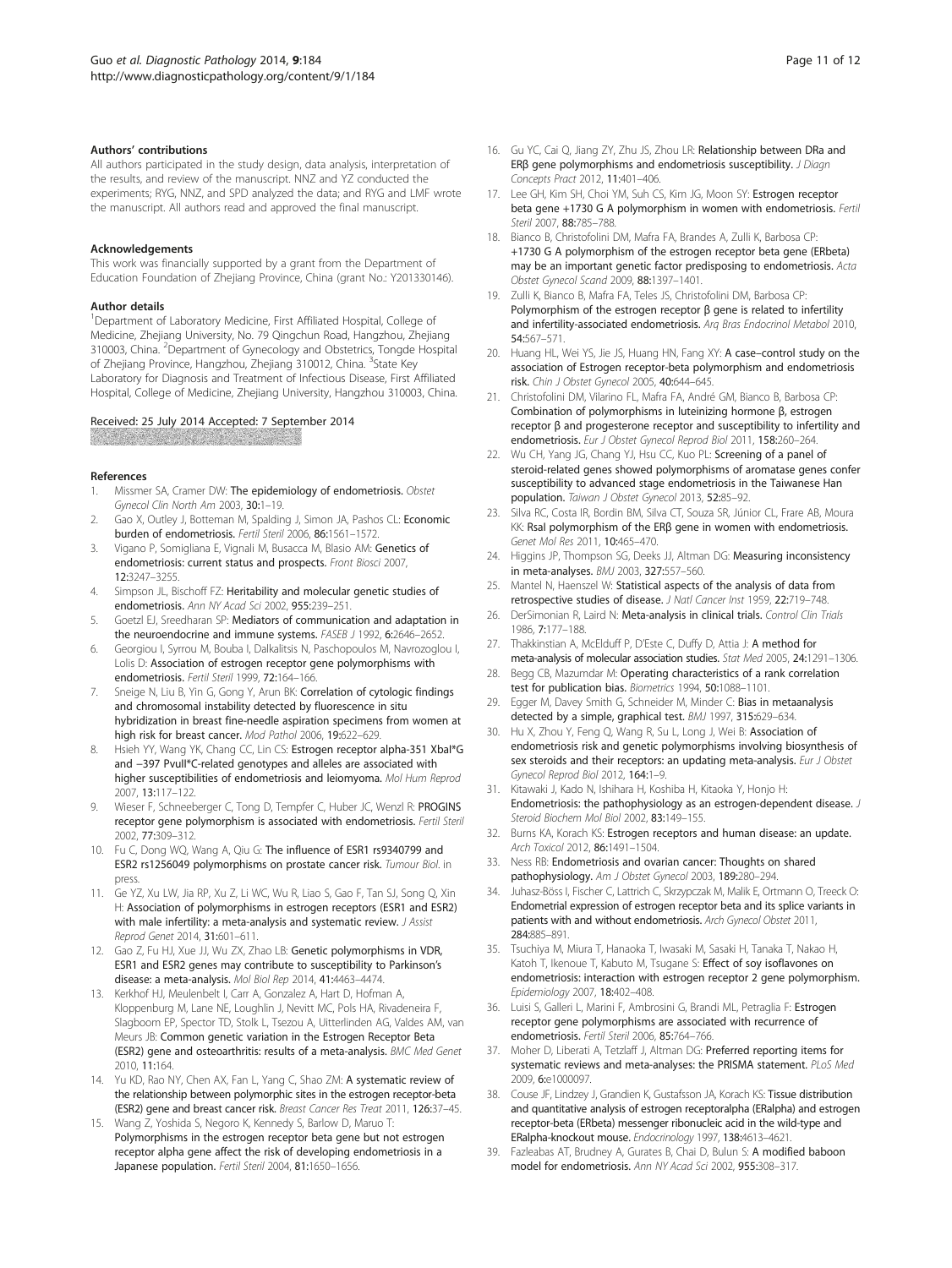#### Authors' contributions

All authors participated in the study design, data analysis, interpretation of the results, and review of the manuscript. NNZ and YZ conducted the experiments; RYG, NNZ, and SPD analyzed the data; and RYG and LMF wrote the manuscript. All authors read and approved the final manuscript.

#### Acknowledgements

This work was financially supported by a grant from the Department of Education Foundation of Zhejiang Province, China (grant No.: Y201330146).

#### Author details

[1]Department of Laboratory Medicine, First Affiliated Hospital, College of Medicine, Zhejiang University, No. 79 Qingchun Road, Hangzhou, Zhejiang 310003, China. [2]Department of Gynecology and Obstetrics, Tongde Hospital of Zhejiang Province, Hangzhou, Zhejiang 310012, China. [3]State Key Laboratory for Diagnosis and Treatment of Infectious Disease, First Affiliated Hospital, College of Medicine, Zhejiang University, Hangzhou 310003, China.

Received: 25 July 2014 Accepted: 7 September 2014

#### References

1. Missmer SA, Cramer DW: **The epidemiology of endometriosis.** *Obstet Gynecol Clin North Am* 2003, **30:**1–19.
2. Gao X, Outley J, Botteman M, Spalding J, Simon JA, Pashos CL: **Economic burden of endometriosis.** *Fertil Steril* 2006, **86:**1561–1572.
3. Vigano P, Somigliana E, Vignali M, Busacca M, Blasio AM: **Genetics of endometriosis: current status and prospects.** *Front Biosci* 2007, **12:**3247–3255.
4. Simpson JL, Bischoff FZ: **Heritability and molecular genetic studies of endometriosis.** *Ann NY Acad Sci* 2002, **955:**239–251.
5. Goetzl EJ, Sreedharan SP: **Mediators of communication and adaptation in the neuroendocrine and immune systems.** *FASEB J* 1992, **6:**2646–2652.
6. Georgiou I, Syrrou M, Bouba I, Dalkalitsis N, Paschopoulos M, Navrozoglou I, Lolis D: **Association of estrogen receptor gene polymorphisms with endometriosis.** *Fertil Steril* 1999, **72:**164–166.
7. Sneige N, Liu B, Yin G, Gong Y, Arun BK: **Correlation of cytologic findings and chromosomal instability detected by fluorescence in situ hybridization in breast fine-needle aspiration specimens from women at high risk for breast cancer.** *Mod Pathol* 2006, **19:**622–629.
8. Hsieh YY, Wang YK, Chang CC, Lin CS: **Estrogen receptor alpha-351 XbaI*G and −397 PvuII*C-related genotypes and alleles are associated with higher susceptibilities of endometriosis and leiomyoma.** *Mol Hum Reprod* 2007, **13:**117–122.
9. Wieser F, Schneeberger C, Tong D, Tempfer C, Huber JC, Wenzl R: **PROGINS receptor gene polymorphism is associated with endometriosis.** *Fertil Steril* 2002, **77:**309–312.
10. Fu C, Dong WQ, Wang A, Qiu G: **The influence of ESR1 rs9340799 and ESR2 rs1256049 polymorphisms on prostate cancer risk.** *Tumour Biol*. in press.
11. Ge YZ, Xu LW, Jia RP, Xu Z, Li WC, Wu R, Liao S, Gao F, Tan SJ, Song Q, Xin H: **Association of polymorphisms in estrogen receptors (ESR1 and ESR2) with male infertility: a meta-analysis and systematic review.** *J Assist Reprod Genet* 2014, **31:**601–611.
12. Gao Z, Fu HJ, Xue JJ, Wu ZX, Zhao LB: **Genetic polymorphisms in VDR, ESR1 and ESR2 genes may contribute to susceptibility to Parkinson's disease: a meta-analysis.** *Mol Biol Rep* 2014, **41:**4463–4474.
13. Kerkhof HJ, Meulenbelt I, Carr A, Gonzalez A, Hart D, Hofman A, Kloppenburg M, Lane NE, Loughlin J, Nevitt MC, Pols HA, Rivadeneira F, Slagboom EP, Spector TD, Stolk L, Tsezou A, Uitterlinden AG, Valdes AM, van Meurs JB: **Common genetic variation in the Estrogen Receptor Beta (ESR2) gene and osteoarthritis: results of a meta-analysis.** *BMC Med Genet* 2010, **11:**164.
14. Yu KD, Rao NY, Chen AX, Fan L, Yang C, Shao ZM: **A systematic review of the relationship between polymorphic sites in the estrogen receptor-beta (ESR2) gene and breast cancer risk.** *Breast Cancer Res Treat* 2011, **126:**37–45.
15. Wang Z, Yoshida S, Negoro K, Kennedy S, Barlow D, Maruo T: **Polymorphisms in the estrogen receptor beta gene but not estrogen receptor alpha gene affect the risk of developing endometriosis in a Japanese population.** *Fertil Steril* 2004, **81:**1650–1656.
16. Gu YC, Cai Q, Jiang ZY, Zhu JS, Zhou LR: **Relationship between DRa and ERβ gene polymorphisms and endometriosis susceptibility.** *J Diagn Concepts Pract* 2012, **11:**401–406.
17. Lee GH, Kim SH, Choi YM, Suh CS, Kim JG, Moon SY: **Estrogen receptor beta gene +1730 G A polymorphism in women with endometriosis.** *Fertil Steril* 2007, **88:**785–788.
18. Bianco B, Christofolini DM, Mafra FA, Brandes A, Zulli K, Barbosa CP: **+1730 G A polymorphism of the estrogen receptor beta gene (ERbeta) may be an important genetic factor predisposing to endometriosis.** *Acta Obstet Gynecol Scand* 2009, **88:**1397–1401.
19. Zulli K, Bianco B, Mafra FA, Teles JS, Christofolini DM, Barbosa CP: **Polymorphism of the estrogen receptor β gene is related to infertility and infertility-associated endometriosis.** *Arq Bras Endocrinol Metabol* 2010, **54:**567–571.
20. Huang HL, Wei YS, Jie JS, Huang HN, Fang XY: **A case–control study on the association of Estrogen receptor-beta polymorphism and endometriosis risk.** *Chin J Obstet Gynecol* 2005, **40:**644–645.
21. Christofolini DM, Vilarino FL, Mafra FA, André GM, Bianco B, Barbosa CP: **Combination of polymorphisms in luteinizing hormone β, estrogen receptor β and progesterone receptor and susceptibility to infertility and endometriosis.** *Eur J Obstet Gynecol Reprod Biol* 2011, **158:**260–264.
22. Wu CH, Yang JG, Chang YJ, Hsu CC, Kuo PL: **Screening of a panel of steroid-related genes showed polymorphisms of aromatase genes confer susceptibility to advanced stage endometriosis in the Taiwanese Han population.** *Taiwan J Obstet Gynecol* 2013, **52:**85–92.
23. Silva RC, Costa IR, Bordin BM, Silva CT, Souza SR, Júnior CL, Frare AB, Moura KK: **RsaI polymorphism of the ERβ gene in women with endometriosis.** *Genet Mol Res* 2011, **10:**465–470.
24. Higgins JP, Thompson SG, Deeks JJ, Altman DG: **Measuring inconsistency in meta-analyses.** *BMJ* 2003, **327:**557–560.
25. Mantel N, Haenszel W: **Statistical aspects of the analysis of data from retrospective studies of disease.** *J Natl Cancer Inst* 1959, **22:**719–748.
26. DerSimonian R, Laird N: **Meta-analysis in clinical trials.** *Control Clin Trials* 1986, **7:**177–188.
27. Thakkinstian A, McElduff P, D'Este C, Duffy D, Attia J: **A method for meta-analysis of molecular association studies.** *Stat Med* 2005, **24:**1291–1306.
28. Begg CB, Mazumdar M: **Operating characteristics of a rank correlation test for publication bias.** *Biometrics* 1994, **50:**1088–1101.
29. Egger M, Davey Smith G, Schneider M, Minder C: **Bias in metaanalysis detected by a simple, graphical test.** *BMJ* 1997, **315:**629–634.
30. Hu X, Zhou Y, Feng Q, Wang R, Su L, Long J, Wei B: **Association of endometriosis risk and genetic polymorphisms involving biosynthesis of sex steroids and their receptors: an updating meta-analysis.** *Eur J Obstet Gynecol Reprod Biol* 2012, **164:**1–9.
31. Kitawaki J, Kado N, Ishihara H, Koshiba H, Kitaoka Y, Honjo H: **Endometriosis: the pathophysiology as an estrogen-dependent disease.** *J Steroid Biochem Mol Biol* 2002, **83:**149–155.
32. Burns KA, Korach KS: **Estrogen receptors and human disease: an update.** *Arch Toxicol* 2012, **86:**1491–1504.
33. Ness RB: **Endometriosis and ovarian cancer: Thoughts on shared pathophysiology.** *Am J Obstet Gynecol* 2003, **189:**280–294.
34. Juhasz-Böss I, Fischer C, Lattrich C, Skrzypczak M, Malik E, Ortmann O, Treeck O: **Endometrial expression of estrogen receptor beta and its splice variants in patients with and without endometriosis.** *Arch Gynecol Obstet* 2011, **284:**885–891.
35. Tsuchiya M, Miura T, Hanaoka T, Iwasaki M, Sasaki H, Tanaka T, Nakao H, Katoh T, Ikenoue T, Kabuto M, Tsugane S: **Effect of soy isoflavones on endometriosis: interaction with estrogen receptor 2 gene polymorphism.** *Epidemiology* 2007, **18:**402–408.
36. Luisi S, Galleri L, Marini F, Ambrosini G, Brandi ML, Petraglia F: **Estrogen receptor gene polymorphisms are associated with recurrence of endometriosis.** *Fertil Steril* 2006, **85:**764–766.
37. Moher D, Liberati A, Tetzlaff J, Altman DG: **Preferred reporting items for systematic reviews and meta-analyses: the PRISMA statement.** *PLoS Med* 2009, **6:**e1000097.
38. Couse JF, Lindzey J, Grandien K, Gustafsson JA, Korach KS: **Tissue distribution and quantitative analysis of estrogen receptoralpha (ERalpha) and estrogen receptor-beta (ERbeta) messenger ribonucleic acid in the wild-type and ERalpha-knockout mouse.** *Endocrinology* 1997, **138:**4613–4621.
39. Fazleabas AT, Brudney A, Gurates B, Chai D, Bulun S: **A modified baboon model for endometriosis.** *Ann NY Acad Sci* 2002, **955:**308–317.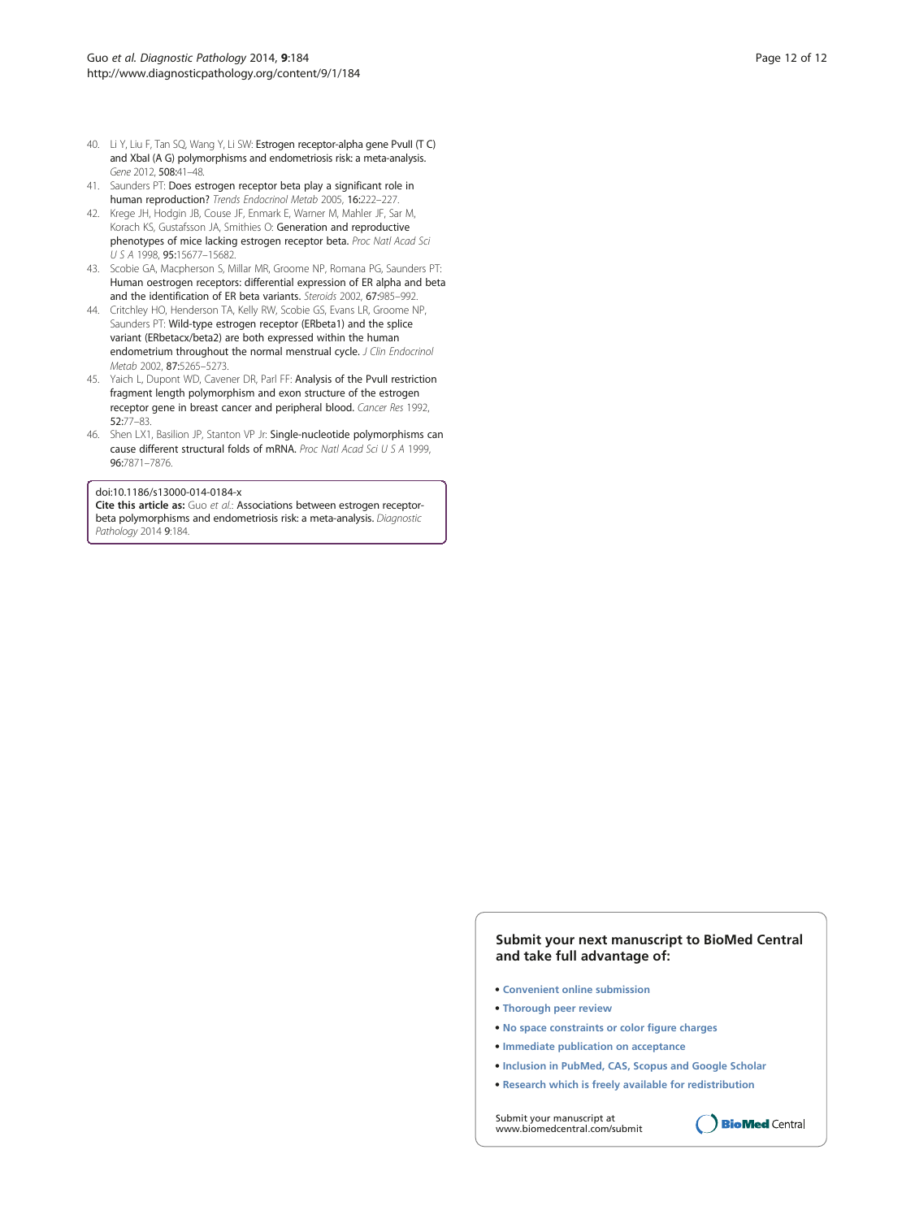40. Li Y, Liu F, Tan SQ, Wang Y, Li SW: **Estrogen receptor-alpha gene PvuII (T C) and XbaI (A G) polymorphisms and endometriosis risk: a meta-analysis.** *Gene* 2012, **508:**41–48.
41. Saunders PT: **Does estrogen receptor beta play a significant role in human reproduction?** *Trends Endocrinol Metab* 2005, **16:**222–227.
42. Krege JH, Hodgin JB, Couse JF, Enmark E, Warner M, Mahler JF, Sar M, Korach KS, Gustafsson JA, Smithies O: **Generation and reproductive phenotypes of mice lacking estrogen receptor beta.** *Proc Natl Acad Sci U S A* 1998, **95:**15677–15682.
43. Scobie GA, Macpherson S, Millar MR, Groome NP, Romana PG, Saunders PT: **Human oestrogen receptors: differential expression of ER alpha and beta and the identification of ER beta variants.** *Steroids* 2002, **67:**985–992.
44. Critchley HO, Henderson TA, Kelly RW, Scobie GS, Evans LR, Groome NP, Saunders PT: **Wild-type estrogen receptor (ERbeta1) and the splice variant (ERbetacx/beta2) are both expressed within the human endometrium throughout the normal menstrual cycle.** *J Clin Endocrinol Metab* 2002, **87:**5265–5273.
45. Yaich L, Dupont WD, Cavener DR, Parl FF: **Analysis of the PvuII restriction fragment length polymorphism and exon structure of the estrogen receptor gene in breast cancer and peripheral blood.** *Cancer Res* 1992, **52:**77–83.
46. Shen LX1, Basilion JP, Stanton VP Jr: **Single-nucleotide polymorphisms can cause different structural folds of mRNA.** *Proc Natl Acad Sci U S A* 1999, **96:**7871–7876.

doi:10.1186/s13000-014-0184-x

**Cite this article as:** Guo *et al.*: Associations between estrogen receptor-beta polymorphisms and endometriosis risk: a meta-analysis. *Diagnostic Pathology* 2014 **9**:184.

**Submit your next manuscript to BioMed Central and take full advantage of:**

- **Convenient online submission**
- **Thorough peer review**
- **No space constraints or color figure charges**
- **Immediate publication on acceptance**
- **Inclusion in PubMed, CAS, Scopus and Google Scholar**
- **Research which is freely available for redistribution**

Submit your manuscript at
www.biomedcentral.com/submit

BioMed Central